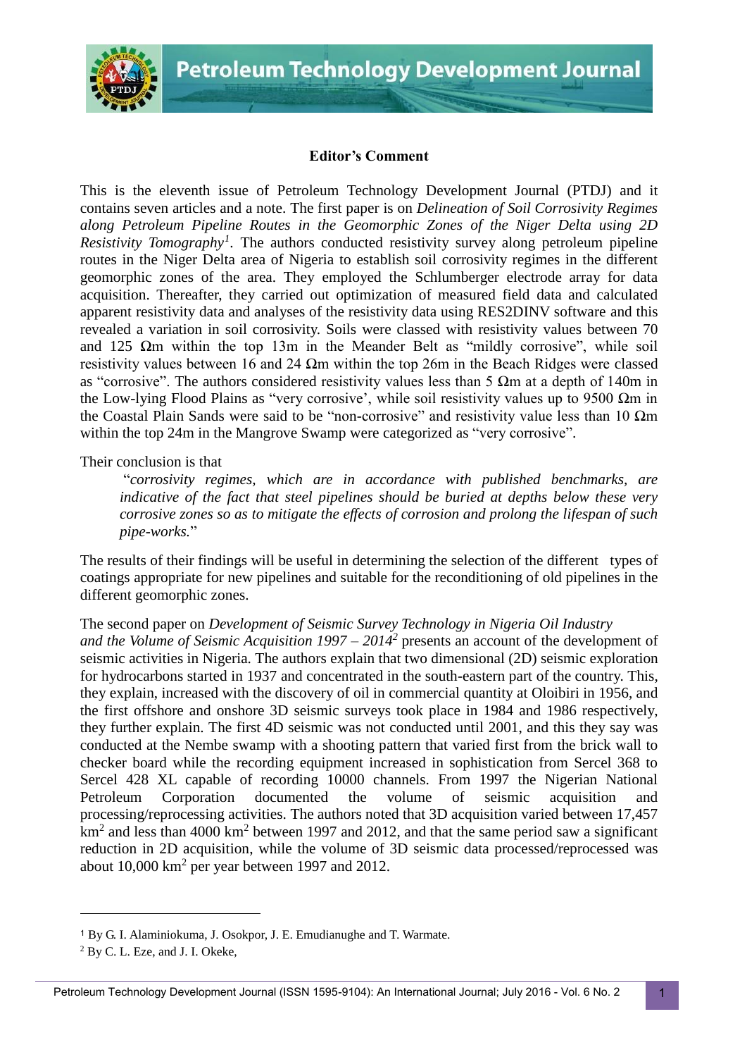## Editor's Comment

This is the eleventh issue of Petroleum Technology Development Journal (PTDJ) and it contains seven articles and a note. The first paper is on *Delineation of Soil Corrosivity Regimes along Petroleum Pipeline Routes in the Geomorphic Zones of the Niger Delta using 2D Resistivity Tomography*[1]. The authors conducted resistivity survey along petroleum pipeline routes in the Niger Delta area of Nigeria to establish soil corrosivity regimes in the different geomorphic zones of the area. They employed the Schlumberger electrode array for data acquisition. Thereafter, they carried out optimization of measured field data and calculated apparent resistivity data and analyses of the resistivity data using RES2DINV software and this revealed a variation in soil corrosivity. Soils were classed with resistivity values between 70 and 125 Ωm within the top 13m in the Meander Belt as "mildly corrosive", while soil resistivity values between 16 and 24 Ωm within the top 26m in the Beach Ridges were classed as "corrosive". The authors considered resistivity values less than 5 Ωm at a depth of 140m in the Low-lying Flood Plains as "very corrosive', while soil resistivity values up to 9500 Ωm in the Coastal Plain Sands were said to be "non-corrosive" and resistivity value less than 10 Ωm within the top 24m in the Mangrove Swamp were categorized as "very corrosive".

Their conclusion is that

> "*corrosivity regimes, which are in accordance with published benchmarks, are indicative of the fact that steel pipelines should be buried at depths below these very corrosive zones so as to mitigate the effects of corrosion and prolong the lifespan of such pipe-works.*"

The results of their findings will be useful in determining the selection of the different types of coatings appropriate for new pipelines and suitable for the reconditioning of old pipelines in the different geomorphic zones.

The second paper on *Development of Seismic Survey Technology in Nigeria Oil Industry and the Volume of Seismic Acquisition 1997 – 2014*[2] presents an account of the development of seismic activities in Nigeria. The authors explain that two dimensional (2D) seismic exploration for hydrocarbons started in 1937 and concentrated in the south-eastern part of the country. This, they explain, increased with the discovery of oil in commercial quantity at Oloibiri in 1956, and the first offshore and onshore 3D seismic surveys took place in 1984 and 1986 respectively, they further explain. The first 4D seismic was not conducted until 2001, and this they say was conducted at the Nembe swamp with a shooting pattern that varied first from the brick wall to checker board while the recording equipment increased in sophistication from Sercel 368 to Sercel 428 XL capable of recording 10000 channels. From 1997 the Nigerian National Petroleum Corporation documented the volume of seismic acquisition and processing/reprocessing activities. The authors noted that 3D acquisition varied between 17,457 km$^2$ and less than 4000 km$^2$ between 1997 and 2012, and that the same period saw a significant reduction in 2D acquisition, while the volume of 3D seismic data processed/reprocessed was about 10,000 km$^2$ per year between 1997 and 2012.

---

[1] By G. I. Alaminiokuma, J. Osokpor, J. E. Emudianughe and T. Warmate.

[2] By C. L. Eze, and J. I. Okeke,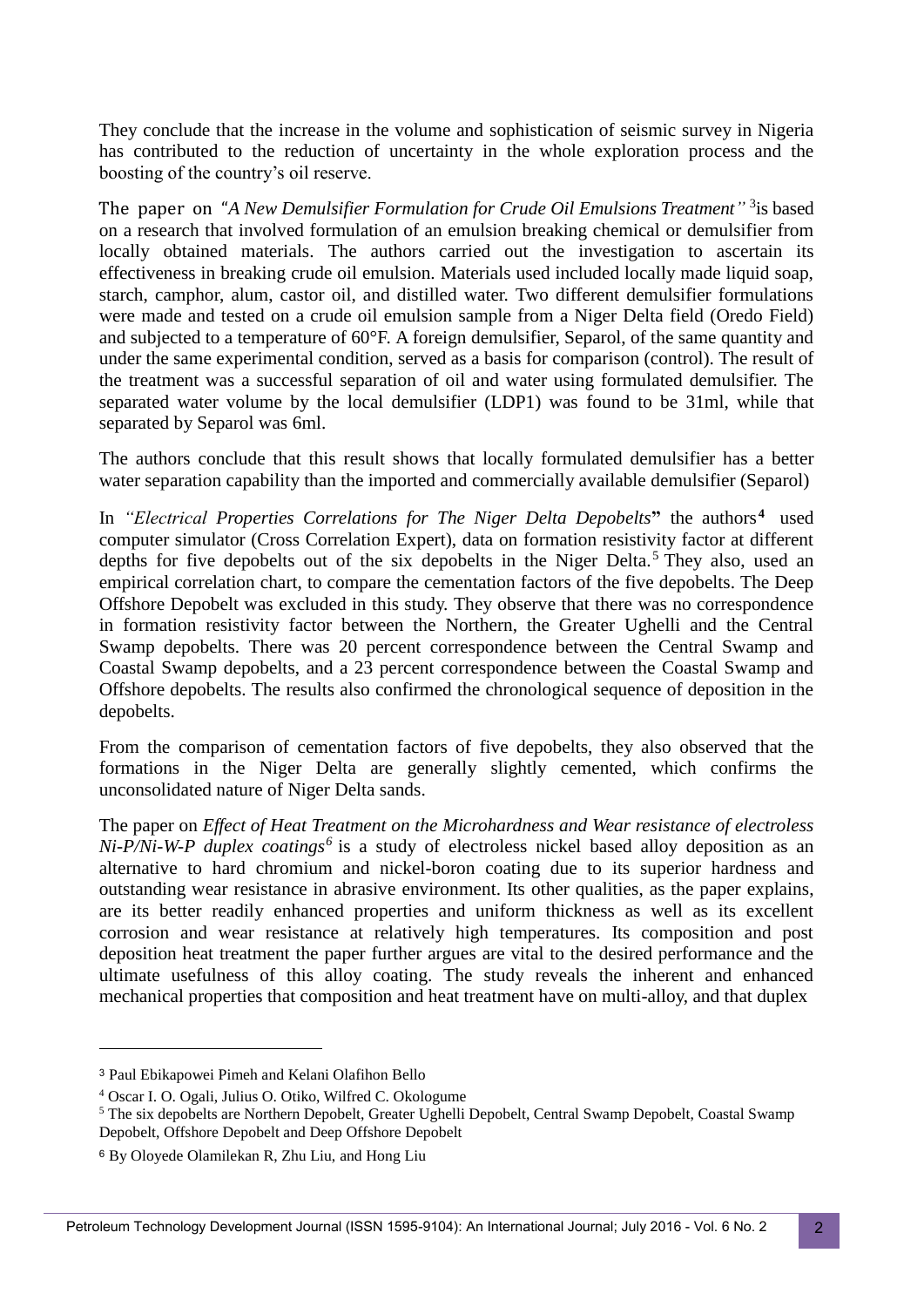They conclude that the increase in the volume and sophistication of seismic survey in Nigeria has contributed to the reduction of uncertainty in the whole exploration process and the boosting of the country's oil reserve.

The paper on *"A New Demulsifier Formulation for Crude Oil Emulsions Treatment"* [3]is based on a research that involved formulation of an emulsion breaking chemical or demulsifier from locally obtained materials. The authors carried out the investigation to ascertain its effectiveness in breaking crude oil emulsion. Materials used included locally made liquid soap, starch, camphor, alum, castor oil, and distilled water. Two different demulsifier formulations were made and tested on a crude oil emulsion sample from a Niger Delta field (Oredo Field) and subjected to a temperature of 60°F. A foreign demulsifier, Separol, of the same quantity and under the same experimental condition, served as a basis for comparison (control). The result of the treatment was a successful separation of oil and water using formulated demulsifier. The separated water volume by the local demulsifier (LDP1) was found to be 31ml, while that separated by Separol was 6ml.

The authors conclude that this result shows that locally formulated demulsifier has a better water separation capability than the imported and commercially available demulsifier (Separol)

In *"Electrical Properties Correlations for The Niger Delta Depobelts"* the authors[4] used computer simulator (Cross Correlation Expert), data on formation resistivity factor at different depths for five depobelts out of the six depobelts in the Niger Delta.[5] They also, used an empirical correlation chart, to compare the cementation factors of the five depobelts. The Deep Offshore Depobelt was excluded in this study. They observe that there was no correspondence in formation resistivity factor between the Northern, the Greater Ughelli and the Central Swamp depobelts. There was 20 percent correspondence between the Central Swamp and Coastal Swamp depobelts, and a 23 percent correspondence between the Coastal Swamp and Offshore depobelts. The results also confirmed the chronological sequence of deposition in the depobelts.

From the comparison of cementation factors of five depobelts, they also observed that the formations in the Niger Delta are generally slightly cemented, which confirms the unconsolidated nature of Niger Delta sands.

The paper on *Effect of Heat Treatment on the Microhardness and Wear resistance of electroless Ni-P/Ni-W-P duplex coatings*[6] is a study of electroless nickel based alloy deposition as an alternative to hard chromium and nickel-boron coating due to its superior hardness and outstanding wear resistance in abrasive environment. Its other qualities, as the paper explains, are its better readily enhanced properties and uniform thickness as well as its excellent corrosion and wear resistance at relatively high temperatures. Its composition and post deposition heat treatment the paper further argues are vital to the desired performance and the ultimate usefulness of this alloy coating. The study reveals the inherent and enhanced mechanical properties that composition and heat treatment have on multi-alloy, and that duplex

---

[3] Paul Ebikapowei Pimeh and Kelani Olafihon Bello

[4] Oscar I. O. Ogali, Julius O. Otiko, Wilfred C. Okologume

[5] The six depobelts are Northern Depobelt, Greater Ughelli Depobelt, Central Swamp Depobelt, Coastal Swamp Depobelt, Offshore Depobelt and Deep Offshore Depobelt

[6] By Oloyede Olamilekan R, Zhu Liu, and Hong Liu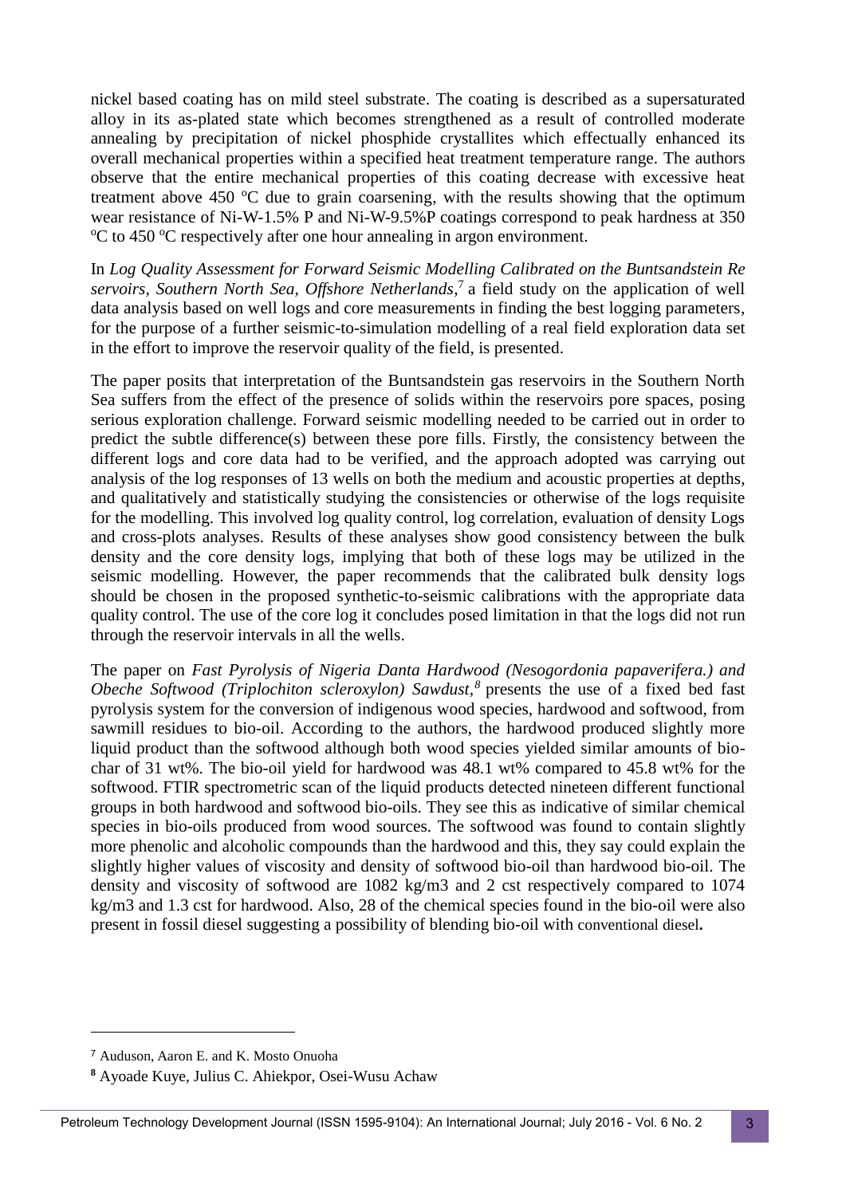nickel based coating has on mild steel substrate. The coating is described as a supersaturated alloy in its as-plated state which becomes strengthened as a result of controlled moderate annealing by precipitation of nickel phosphide crystallites which effectually enhanced its overall mechanical properties within a specified heat treatment temperature range. The authors observe that the entire mechanical properties of this coating decrease with excessive heat treatment above 450 $^oC$ due to grain coarsening, with the results showing that the optimum wear resistance of Ni-W-1.5% P and Ni-W-9.5%P coatings correspond to peak hardness at 350 $^oC$ to 450 $^oC$ respectively after one hour annealing in argon environment.

In *Log Quality Assessment for Forward Seismic Modelling Calibrated on the Buntsandstein Re servoirs, Southern North Sea, Offshore Netherlands*,[7] a field study on the application of well data analysis based on well logs and core measurements in finding the best logging parameters, for the purpose of a further seismic-to-simulation modelling of a real field exploration data set in the effort to improve the reservoir quality of the field, is presented.

The paper posits that interpretation of the Buntsandstein gas reservoirs in the Southern North Sea suffers from the effect of the presence of solids within the reservoirs pore spaces, posing serious exploration challenge. Forward seismic modelling needed to be carried out in order to predict the subtle difference(s) between these pore fills. Firstly, the consistency between the different logs and core data had to be verified, and the approach adopted was carrying out analysis of the log responses of 13 wells on both the medium and acoustic properties at depths, and qualitatively and statistically studying the consistencies or otherwise of the logs requisite for the modelling. This involved log quality control, log correlation, evaluation of density Logs and cross-plots analyses. Results of these analyses show good consistency between the bulk density and the core density logs, implying that both of these logs may be utilized in the seismic modelling. However, the paper recommends that the calibrated bulk density logs should be chosen in the proposed synthetic-to-seismic calibrations with the appropriate data quality control. The use of the core log it concludes posed limitation in that the logs did not run through the reservoir intervals in all the wells.

The paper on *Fast Pyrolysis of Nigeria Danta Hardwood (Nesogordonia papaverifera.) and Obeche Softwood (Triplochiton scleroxylon) Sawdust,*[8] presents the use of a fixed bed fast pyrolysis system for the conversion of indigenous wood species, hardwood and softwood, from sawmill residues to bio-oil. According to the authors, the hardwood produced slightly more liquid product than the softwood although both wood species yielded similar amounts of bio-char of 31 wt%. The bio-oil yield for hardwood was 48.1 wt% compared to 45.8 wt% for the softwood. FTIR spectrometric scan of the liquid products detected nineteen different functional groups in both hardwood and softwood bio-oils. They see this as indicative of similar chemical species in bio-oils produced from wood sources. The softwood was found to contain slightly more phenolic and alcoholic compounds than the hardwood and this, they say could explain the slightly higher values of viscosity and density of softwood bio-oil than hardwood bio-oil. The density and viscosity of softwood are 1082 kg/m3 and 2 cst respectively compared to 1074 kg/m3 and 1.3 cst for hardwood. Also, 28 of the chemical species found in the bio-oil were also present in fossil diesel suggesting a possibility of blending bio-oil with conventional diesel**.**

---

[7] Auduson, Aaron E. and K. Mosto Onuoha

[8] Ayoade Kuye, Julius C. Ahiekpor, Osei-Wusu Achaw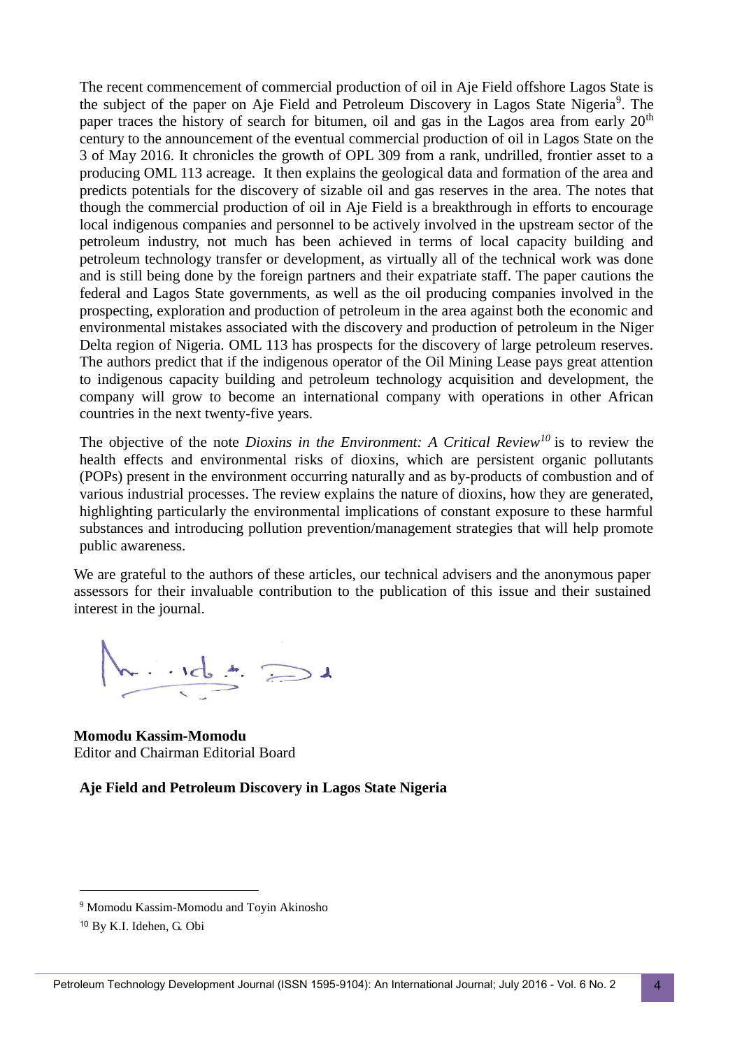The recent commencement of commercial production of oil in Aje Field offshore Lagos State is the subject of the paper on Aje Field and Petroleum Discovery in Lagos State Nigeria[9]. The paper traces the history of search for bitumen, oil and gas in the Lagos area from early 20th century to the announcement of the eventual commercial production of oil in Lagos State on the 3 of May 2016. It chronicles the growth of OPL 309 from a rank, undrilled, frontier asset to a producing OML 113 acreage. It then explains the geological data and formation of the area and predicts potentials for the discovery of sizable oil and gas reserves in the area. The notes that though the commercial production of oil in Aje Field is a breakthrough in efforts to encourage local indigenous companies and personnel to be actively involved in the upstream sector of the petroleum industry, not much has been achieved in terms of local capacity building and petroleum technology transfer or development, as virtually all of the technical work was done and is still being done by the foreign partners and their expatriate staff. The paper cautions the federal and Lagos State governments, as well as the oil producing companies involved in the prospecting, exploration and production of petroleum in the area against both the economic and environmental mistakes associated with the discovery and production of petroleum in the Niger Delta region of Nigeria. OML 113 has prospects for the discovery of large petroleum reserves. The authors predict that if the indigenous operator of the Oil Mining Lease pays great attention to indigenous capacity building and petroleum technology acquisition and development, the company will grow to become an international company with operations in other African countries in the next twenty-five years.

The objective of the note *Dioxins in the Environment: A Critical Review*[10] is to review the health effects and environmental risks of dioxins, which are persistent organic pollutants (POPs) present in the environment occurring naturally and as by-products of combustion and of various industrial processes. The review explains the nature of dioxins, how they are generated, highlighting particularly the environmental implications of constant exposure to these harmful substances and introducing pollution prevention/management strategies that will help promote public awareness.

We are grateful to the authors of these articles, our technical advisers and the anonymous paper assessors for their invaluable contribution to the publication of this issue and their sustained interest in the journal.

**Momodu Kassim-Momodu**
Editor and Chairman Editorial Board

**Aje Field and Petroleum Discovery in Lagos State Nigeria**

---

[9] Momodu Kassim-Momodu and Toyin Akinosho

[10] By K.I. Idehen, G. Obi